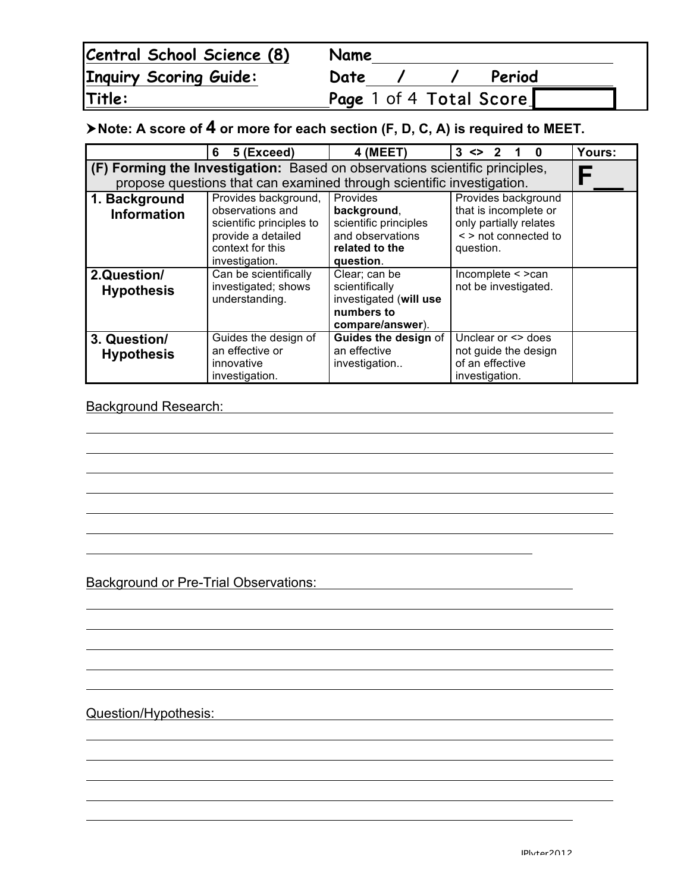| Central School Science (8) | Name |
|---|---|
| Inquiry Scoring Guide: | Date / / Period |
| Title: | Page 1 of 4 Total Score |

➤**Note: A score of 4 or more for each section (F, D, C, A) is required to MEET.**

| | 6 5 (Exceed) | 4 (MEET) | 3 <> 2 1 0 | Yours: |
|---|---|---|---|---|
| **(F) Forming the Investigation:** Based on observations scientific principles, propose questions that can examined through scientific investigation. | | | | **F__** |
| **1. Background Information** | Provides background, observations and scientific principles to provide a detailed context for this investigation. | Provides **background**, scientific principles and observations **related to the question**. | Provides background that is incomplete or only partially relates < > not connected to question. | |
| **2. Question/ Hypothesis** | Can be scientifically investigated; shows understanding. | Clear; can be scientifically investigated (**will use numbers to compare/answer**). | Incomplete < >can not be investigated. | |
| **3. Question/ Hypothesis** | Guides the design of an effective or innovative investigation. | **Guides the design** of an effective investigation.. | Unclear or <> does not guide the design of an effective investigation. | |

Background Research: ______________________________________________

______________________________________________

______________________________________________

______________________________________________

______________________________________________

______________________________________________

______________________________________________

______________________________________________

Background or Pre-Trial Observations: ______________________________________________

______________________________________________

______________________________________________

______________________________________________

______________________________________________

______________________________________________

Question/Hypothesis: ______________________________________________

______________________________________________

______________________________________________

______________________________________________

______________________________________________

______________________________________________

JPlyter2012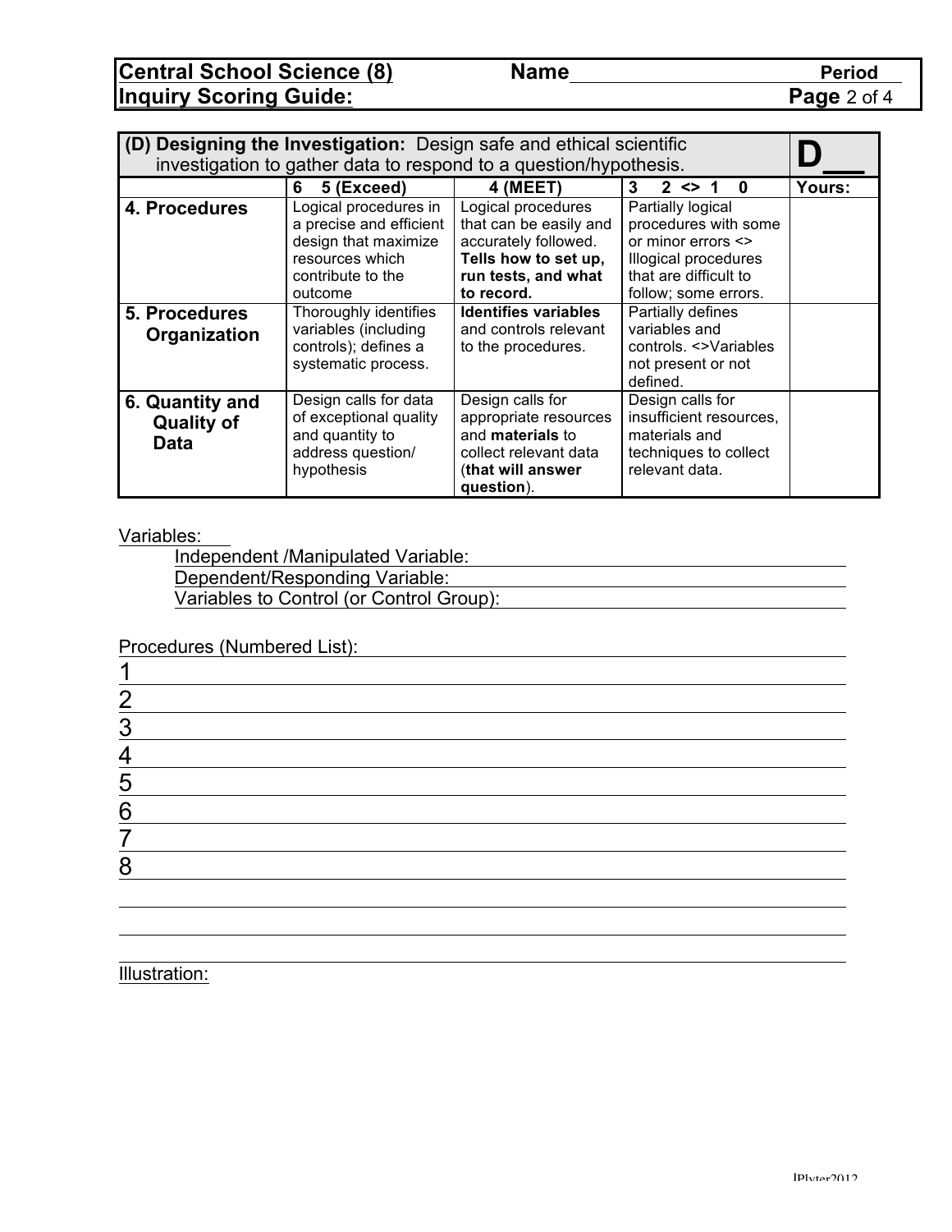**Central School Science (8)** **Name**\_\_\_\_\_\_\_\_\_\_\_\_\_\_\_\_\_\_\_\_\_\_\_\_\_\_\_\_ **Period**\_\_\_\_\_

**Inquiry Scoring Guide:**

| **(D) Designing the Investigation:** Design safe and ethical scientific investigation to gather data to respond to a question/hypothesis. | | | | **D\_\_** |
|---|---|---|---|---|
| | **6 5 (Exceed)** | **4 (MEET)** | **3 2 <> 1 0** | **Yours:** |
| **4. Procedures** | Logical procedures in a precise and efficient design that maximize resources which contribute to the outcome | Logical procedures that can be easily and accurately followed. **Tells how to set up, run tests, and what to record.** | Partially logical procedures with some or minor errors <> Illogical procedures that are difficult to follow; some errors. | |
| **5. Procedures Organization** | Thoroughly identifies variables (including controls); defines a systematic process. | **Identifies variables** and controls relevant to the procedures. | Partially defines variables and controls. <>Variables not present or not defined. | |
| **6. Quantity and Quality of Data** | Design calls for data of exceptional quality and quantity to address question/ hypothesis | Design calls for appropriate resources and **materials** to collect relevant data (**that will answer question**). | Design calls for insufficient resources, materials and techniques to collect relevant data. | |

Variables:

Independent /Manipulated Variable: \_\_\_\_\_\_\_\_\_\_\_\_\_\_\_\_\_\_\_\_

Dependent/Responding Variable: \_\_\_\_\_\_\_\_\_\_\_\_\_\_\_\_\_\_\_\_

Variables to Control (or Control Group): \_\_\_\_\_\_\_\_\_\_\_\_\_\_\_\_\_\_\_\_

Procedures (Numbered List):

1 \_\_\_\_\_\_\_\_\_\_\_\_\_\_\_\_\_\_\_\_

2 \_\_\_\_\_\_\_\_\_\_\_\_\_\_\_\_\_\_\_\_

3 \_\_\_\_\_\_\_\_\_\_\_\_\_\_\_\_\_\_\_\_

4 \_\_\_\_\_\_\_\_\_\_\_\_\_\_\_\_\_\_\_\_

5 \_\_\_\_\_\_\_\_\_\_\_\_\_\_\_\_\_\_\_\_

6 \_\_\_\_\_\_\_\_\_\_\_\_\_\_\_\_\_\_\_\_

7 \_\_\_\_\_\_\_\_\_\_\_\_\_\_\_\_\_\_\_\_

8 \_\_\_\_\_\_\_\_\_\_\_\_\_\_\_\_\_\_\_\_

Illustration: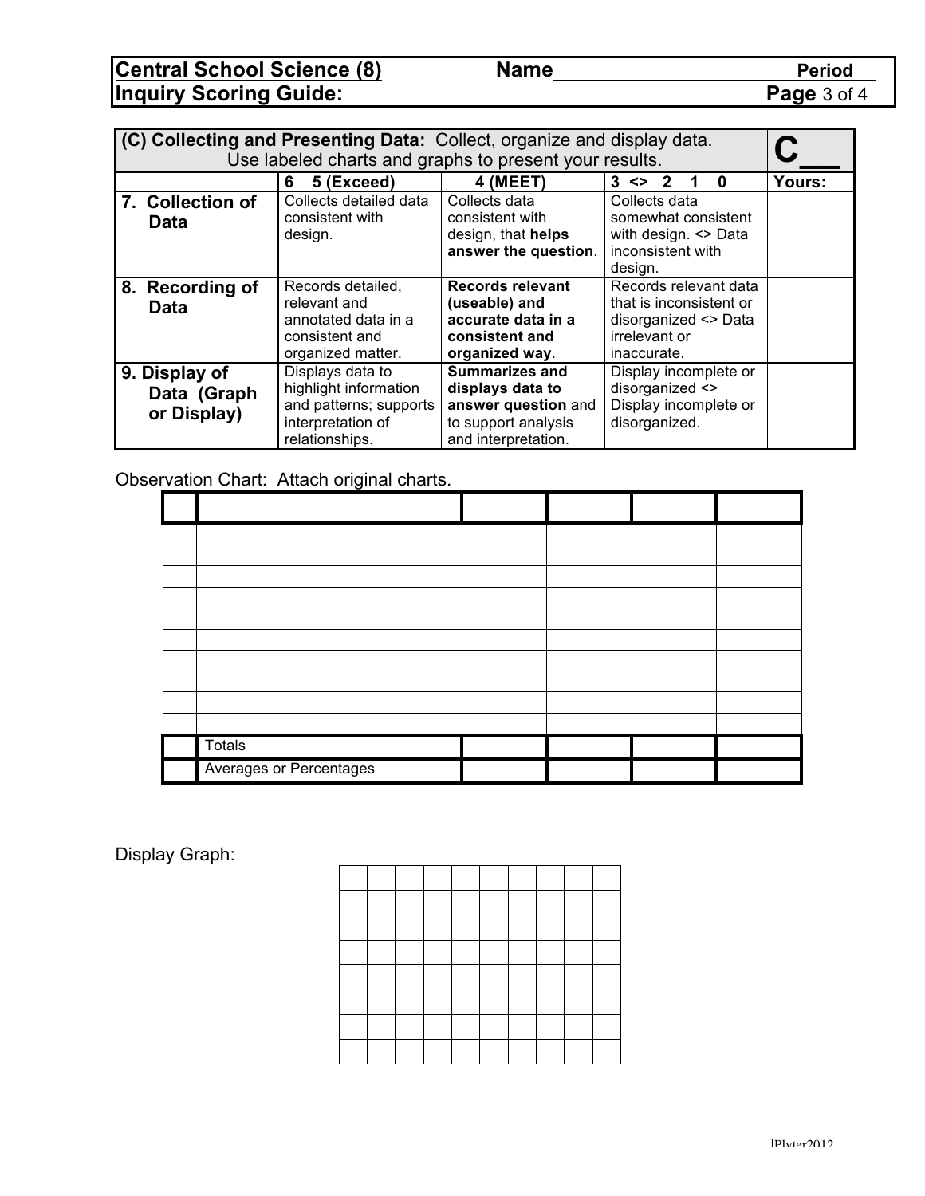| Central School Science (8) | Name | Period |
|---|---|---|
| Inquiry Scoring Guide: | | Page 3 of 4 |

| **(C) Collecting and Presenting Data:** Collect, organize and display data. Use labeled charts and graphs to present your results. | | | | **C__** |
|---|---|---|---|---|
| | **6 5 (Exceed)** | **4 (MEET)** | **3 <> 2 1 0** | **Yours:** |
| **7. Collection of Data** | Collects detailed data consistent with design. | Collects data consistent with design, that **helps answer the question**. | Collects data somewhat consistent with design. <> Data inconsistent with design. | |
| **8. Recording of Data** | Records detailed, relevant and annotated data in a consistent and organized matter. | **Records relevant (useable) and accurate data in a consistent and organized way**. | Records relevant data that is inconsistent or disorganized <> Data irrelevant or inaccurate. | |
| **9. Display of Data (Graph or Display)** | Displays data to highlight information and patterns; supports interpretation of relationships. | **Summarizes and displays data to answer question** and to support analysis and interpretation. | Display incomplete or disorganized <> Display incomplete or disorganized. | |

Observation Chart: Attach original charts.

| | | | | | |
|---|---|---|---|---|---|
| | | | | | |
| | | | | | |
| | | | | | |
| | | | | | |
| | | | | | |
| | | | | | |
| | | | | | |
| | | | | | |
| | | | | | |
| | | | | | |
| | Totals | | | | |
| | Averages or Percentages | | | | |

Display Graph:

| | | | | | | | | | |
|---|---|---|---|---|---|---|---|---|---|
| | | | | | | | | | |
| | | | | | | | | | |
| | | | | | | | | | |
| | | | | | | | | | |
| | | | | | | | | | |
| | | | | | | | | | |
| | | | | | | | | | |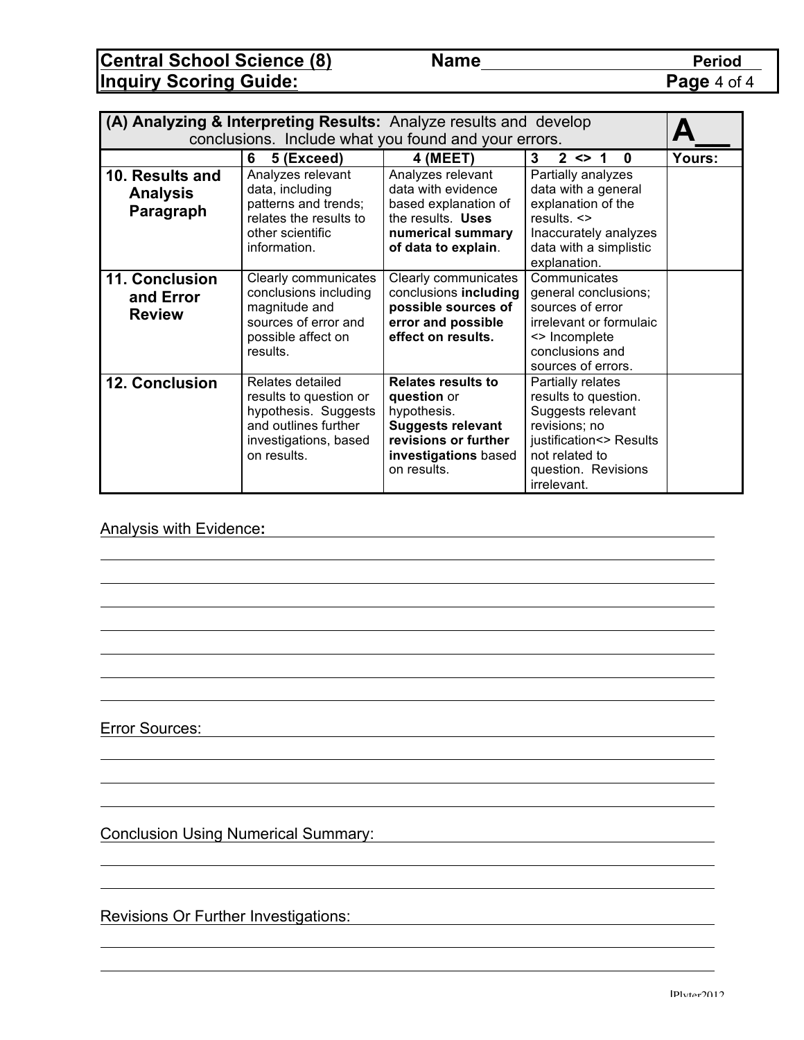**Central School Science (8)** **Name** ______________________ **Period**

**Inquiry Scoring Guide:** **Page** 4 of 4

| **(A) Analyzing & Interpreting Results:** Analyze results and develop conclusions. Include what you found and your errors. | | | | **A__** |
|---|---|---|---|---|
| | **6 5 (Exceed)** | **4 (MEET)** | **3 2 <> 1 0** | **Yours:** |
| **10. Results and Analysis Paragraph** | Analyzes relevant data, including patterns and trends; relates the results to other scientific information. | Analyzes relevant data with evidence based explanation of the results. **Uses numerical summary of data to explain**. | Partially analyzes data with a general explanation of the results. <> Inaccurately analyzes data with a simplistic explanation. | |
| **11. Conclusion and Error Review** | Clearly communicates conclusions including magnitude and sources of error and possible affect on results. | Clearly communicates conclusions **including possible sources of error and possible effect on results.** | Communicates general conclusions; sources of error irrelevant or formulaic <> Incomplete conclusions and sources of errors. | |
| **12. Conclusion** | Relates detailed results to question or hypothesis. Suggests and outlines further investigations, based on results. | **Relates results to question** or hypothesis. **Suggests relevant revisions or further investigations** based on results. | Partially relates results to question. Suggests relevant revisions; no justification<> Results not related to question. Revisions irrelevant. | |

Analysis with Evidence**:** ____________________________________________

________________________________________________________________

________________________________________________________________

________________________________________________________________

________________________________________________________________

________________________________________________________________

________________________________________________________________

________________________________________________________________

Error Sources: ____________________________________________

________________________________________________________________

________________________________________________________________

________________________________________________________________

Conclusion Using Numerical Summary: ____________________________________________

________________________________________________________________

________________________________________________________________

Revisions Or Further Investigations: ____________________________________________

________________________________________________________________

________________________________________________________________

lPlyter2012